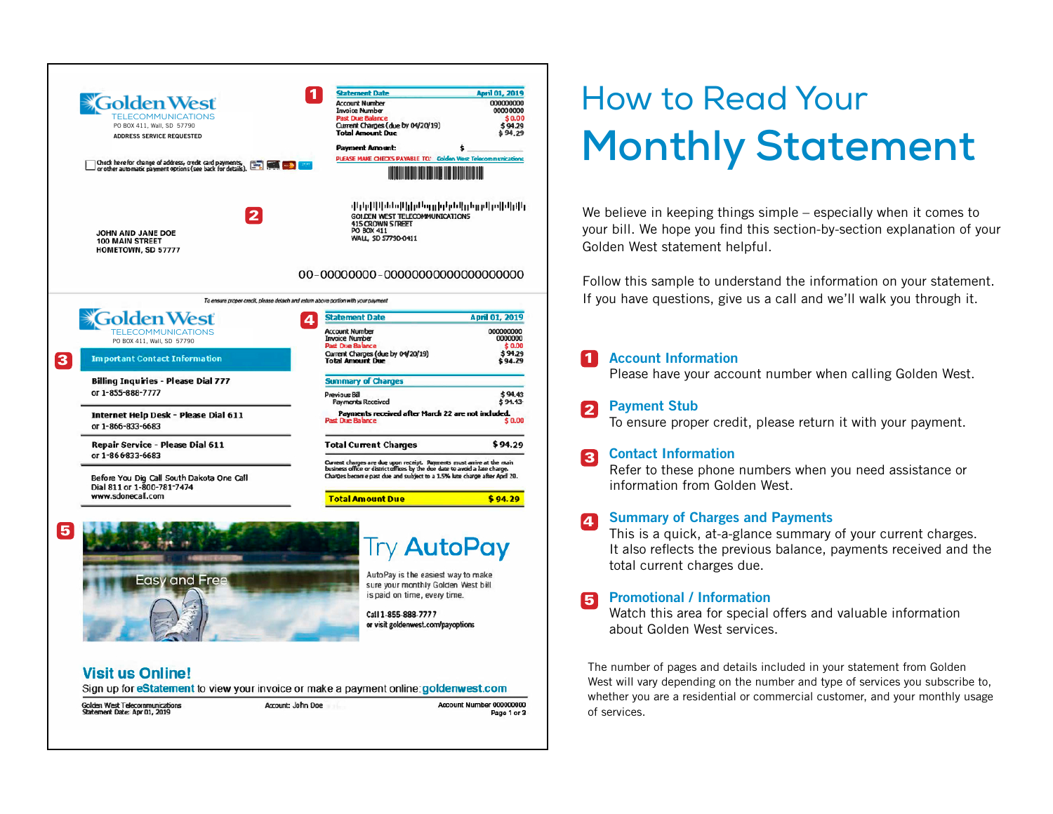# How to Read Your Monthly Statement

We believe in keeping things simple – especially when it comes to your bill. We hope you find this section-by-section explanation of your Golden West statement helpful.

Follow this sample to understand the information on your statement. If you have questions, give us a call and we'll walk you through it.

**1 Account Information**
Please have your account number when calling Golden West.

**2 Payment Stub**
To ensure proper credit, please return it with your payment.

**3 Contact Information**
Refer to these phone numbers when you need assistance or information from Golden West.

**4 Summary of Charges and Payments**
This is a quick, at-a-glance summary of your current charges. It also reflects the previous balance, payments received and the total current charges due.

**5 Promotional / Information**
Watch this area for special offers and valuable information about Golden West services.

The number of pages and details included in your statement from Golden West will vary depending on the number and type of services you subscribe to, whether you are a residential or commercial customer, and your monthly usage of services.

---

**Sample statement:**

Golden West TELECOMMUNICATIONS
PO BOX 411, Wall, SD 57790
ADDRESS SERVICE REQUESTED

☐ Check here for change of address, credit card payments, or other automatic payment options (see back for details).

**1**

| Statement Date | April 01, 2019 |
|---|---|
| Account Number | 000000000 |
| Invoice Number | 0000000 |
| Past Due Balance | $ 0.00 |
| Current Charges (due by 04/20/19) | $ 94.29 |
| Total Amount Due | $ 94.29 |

Payment Amount: $

PLEASE MAKE CHECKS PAYABLE TO: Golden West Telecommunications

**2**

JOHN AND JANE DOE
100 MAIN STREET
HOMETOWN, SD 57777

GOLDEN WEST TELECOMMUNICATIONS
415 CROWN STREET
PO BOX 411
WALL, SD 57790-0411

00-00000000-000000000000000000

*To ensure proper credit, please detach and return above portion with your payment*

Golden West TELECOMMUNICATIONS
PO BOX 411, Wall, SD 57790

**3** Important Contact Information

**Billing Inquiries - Please Dial 777**
or 1-855-888-7777

**Internet Help Desk - Please Dial 611**
or 1-866-833-6683

**Repair Service - Please Dial 611**
or 1-866-833-6683

Before You Dig Call South Dakota One Call
Dial 811 or 1-800-781-7474
www.sdonecall.com

**4**

| Statement Date | April 01, 2019 |
|---|---|
| Account Number | 000000000 |
| Invoice Number | 0000000 |
| Past Due Balance | $ 0.00 |
| Current Charges (due by 04/20/19) | $ 94.29 |
| Total Amount Due | $ 94.29 |

**Summary of Charges**

| | |
|---|---|
| Previous Bill | $ 94.43 |
| Payments Received | $ 94.43- |
| Payments received after March 22 are not included. | |
| Past Due Balance | $ 0.00 |
| **Total Current Charges** | **$ 94.29** |

Current charges are due upon receipt. Payments must arrive at the main business office or district offices by the due date to avoid a late charge. Charges become past due and subject to a 1.5% late charge after April 20.

| **Total Amount Due** | **$ 94.29** |
|---|---|

**5**

Easy and Free

Try AutoPay

AutoPay is the easiest way to make sure your monthly Golden West bill is paid on time, every time.

Call 1-855-888-7777
or visit goldenwest.com/payoptions

**Visit us Online!**
Sign up for **eStatement** to view your invoice or make a payment online: **goldenwest.com**

Golden West Telecommunications
Statement Date: Apr 01, 2019
Account: John Doe
Account Number 000000000
Page 1 of 3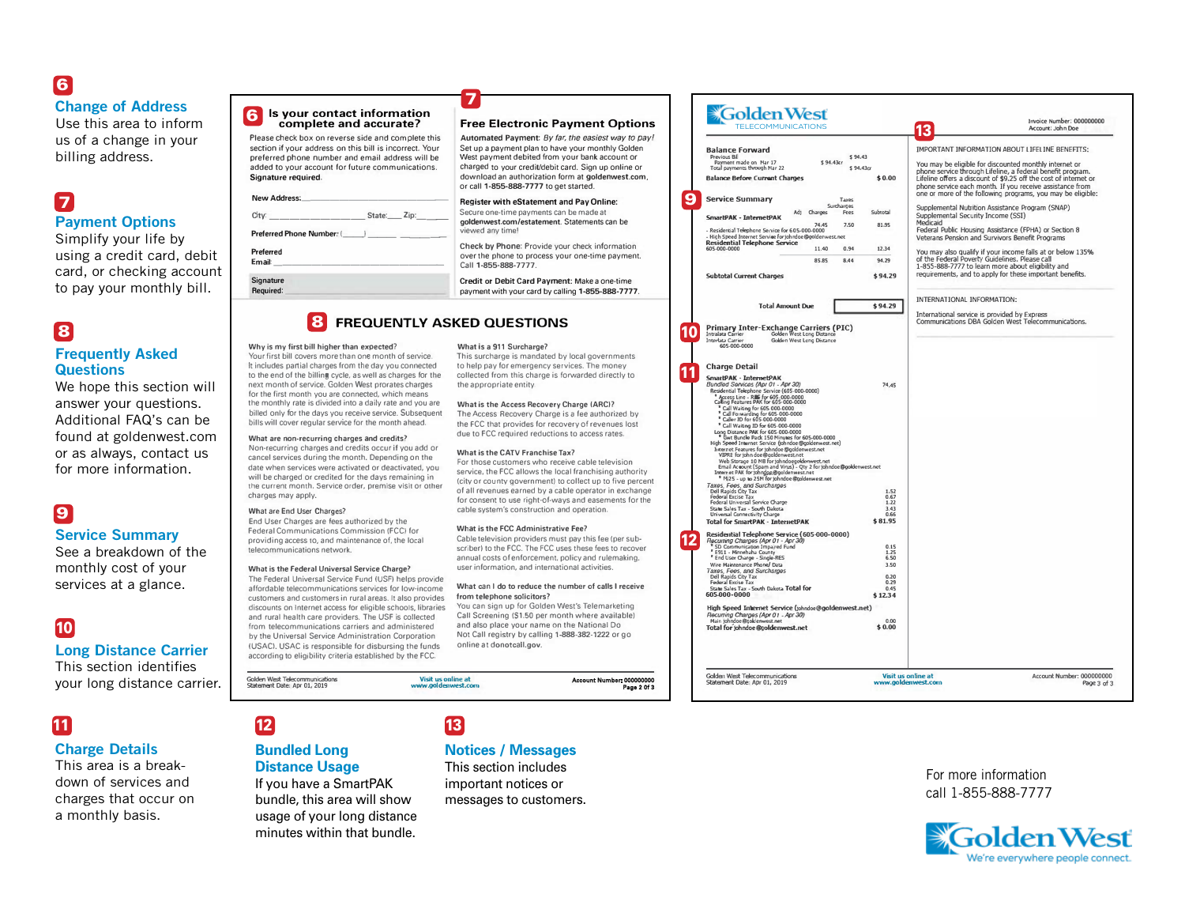## 6 Change of Address

Use this area to inform us of a change in your billing address.

## 7 Payment Options

Simplify your life by using a credit card, debit card, or checking account to pay your monthly bill.

## 8 Frequently Asked Questions

We hope this section will answer your questions. Additional FAQ's can be found at goldenwest.com or as always, contact us for more information.

## 9 Service Summary

See a breakdown of the monthly cost of your services at a glance.

## 10 Long Distance Carrier

This section identifies your long distance carrier.

---

### 6 Is your contact information complete and accurate?

Please check box on reverse side and complete this section if your address on this bill is incorrect. Your preferred phone number and email address will be added to your account for future communications. **Signature required.**

New Address: ____________________

City: ____________________ State: ___ Zip: ______

Preferred Phone Number: (____) ______ ______

Preferred Email: ____________________

Signature Required: ____________________

### 7 Free Electronic Payment Options

**Automated Payment:** *By far, the easiest way to pay!* Set up a payment plan to have your monthly Golden West payment debited from your bank account or charged to your credit/debit card. Sign up online or download an authorization form at **goldenwest.com**, or call **1-855-888-7777** to get started.

**Register with eStatement and Pay Online:** Secure one-time payments can be made at **goldenwest.com/estatement**. Statements can be viewed any time!

**Check by Phone:** Provide your check information over the phone to process your one-time payment. Call **1-855-888-7777**.

**Credit or Debit Card Payment:** Make a one-time payment with your card by calling **1-855-888-7777**.

### 8 FREQUENTLY ASKED QUESTIONS

**Why is my first bill higher than expected?**
Your first bill covers more than one month of service. It includes partial charges from the day you connected to the end of the billing cycle, as well as charges for the next month of service. Golden West prorates charges for the first month you are connected, which means the monthly rate is divided into a daily rate and you are billed only for the days you receive service. Subsequent bills will cover regular service for the month ahead.

**What are non-recurring charges and credits?**
Non-recurring charges and credits occur if you add or cancel services during the month. Depending on the date when services were activated or deactivated, you will be charged or credited for the days remaining in the current month. Service order, premise visit or other charges may apply.

**What are End User Charges?**
End User Charges are fees authorized by the Federal Communications Commission (FCC) for providing access to, and maintenance of, the local telecommunications network.

**What is the Federal Universal Service Charge?**
The Federal Universal Service Fund (USF) helps provide affordable telecommunications services for low-income customers and customers in rural areas. It also provides discounts on Internet access for eligible schools, libraries and rural health care providers. The USF is collected from telecommunications carriers and administered by the Universal Service Administration Corporation (USAC). USAC is responsible for disbursing the funds according to eligibility criteria established by the FCC.

**What is a 911 Surcharge?**
This surcharge is mandated by local governments to help pay for emergency services. The money collected from this charge is forwarded directly to the appropriate entity.

**What is the Access Recovery Charge (ARC)?**
The Access Recovery Charge is a fee authorized by the FCC that provides for recovery of revenues lost due to FCC required reductions to access rates.

**What is the CATV Franchise Tax?**
For those customers who receive cable television service, the FCC allows the local franchising authority (city or county government) to collect up to five percent of all revenues earned by a cable operator in exchange for consent to use right-of-ways and easements for the cable system's construction and operation.

**What is the FCC Administrative Fee?**
Cable television providers must pay this fee (per subscriber) to the FCC. The FCC uses these fees to recover annual costs of enforcement, policy and rulemaking, user information, and international activities.

**What can I do to reduce the number of calls I receive from telephone solicitors?**
You can sign up for Golden West's Telemarketing Call Screening ($1.50 per month where available) and also place your phone name on the National Do Not Call registry by calling 1-888-382-1222 or go online at donotcall.gov.

Golden West Telecommunications
Statement Date: Apr 01, 2019
Visit us online at www.goldenwest.com
Account Number: 000000000

---

**Golden West TELECOMMUNICATIONS**

Invoice Number: 000000000
Account: John Doe

**Balance Forward**

| | | |
|---|---|---|
| Previous Bill | | $ 94.43 |
| Payment made on Mar 17 | $ 94.43cr | |
| Total payments through Mar 22 | | $ 94.43cr |
| **Balance Before Current Charges** | | **$ 0.00** |

**9 Service Summary**

| | Adj | Charges | Taxes Surcharges Fees | Subtotal |
|---|---|---|---|---|
| **SmartPAK - InternetPAK** | | 74.45 | 7.50 | 81.95 |
| - Residential Telephone Service for 605-000-0000 | | | | |
| - High Speed Internet Service for johndoe@goldenwest.net | | | | |
| **Residential Telephone Service** 605-000-0000 | | 11.40 | 0.94 | 12.34 |
| | | 85.85 | 8.44 | 94.29 |
| **Subtotal Current Charges** | | | | **$ 94.29** |
| **Total Amount Due** | | | | **$ 94.29** |

**10 Primary Inter-Exchange Carriers (PIC)**

Intralata Carrier — Golden West Long Distance
Interlata Carrier — Golden West Long Distance
605-000-0000

**11 Charge Detail**

**SmartPAK - InternetPAK**
*Bundled Services (Apr 01 - Apr 30)* — 74.45
Residential Telephone Service (605-000-0000)
* Access Line - RES for 605-000-0000
Calling Features PAK for 605-000-0000
* Call Waiting for 605-000-0000
* Call Forwarding for 605-000-0000
* Caller ID for 605-000-0000
* Call Waiting ID for 605-000-0000
Long Distance PAK for 605-000-0000
* Gwt Bundle Pack 150 Minutes for 605-000-0000
High Speed Internet Service (johndoe@goldenwest.net)
Internet Features for johndoe@goldenwest.net
VIPRE for johndoe@goldenwest.net
Web Storage 10 MB for johndoe@goldenwest.net
Email Account (Spam and Virus) - Qty 2 for johndoe@goldenwest.net
Internet PAK for johndoe@goldenwest.net
* HI25 - up to 25M for johndoe@goldenwest.net

*Taxes, Fees, and Surcharges*

| | |
|---|---|
| Dell Rapids City Tax | 1.52 |
| Federal Excise Tax | 0.67 |
| Federal Universal Service Charge | 1.22 |
| State Sales Tax - South Dakota | 3.43 |
| Universal Connectivity Charge | 0.66 |
| **Total for SmartPAK - InternetPAK** | **$ 81.95** |

**12 Residential Telephone Service (605-000-0000)**
*Recurring Charges (Apr 01 - Apr 30)*

| | |
|---|---|
| * SD Communication Impaired Fund | 0.15 |
| * E911 - Minnehaha County | 1.25 |
| * End User Charge - Single-RES | 6.50 |
| Wire Maintenance Phone/ Data | 3.50 |
| *Taxes, Fees, and Surcharges* | |
| Dell Rapids City Tax | 0.20 |
| Federal Excise Tax | 0.29 |
| State Sales Tax - South Dakota | 0.45 |
| **Total for 605-000-0000** | **$ 12.34** |

**High Speed Internet Service** (johndoe@goldenwest.net)
*Recurring Charges (Apr 01 - Apr 30)*

| | |
|---|---|
| Main johndoe@goldenwest.net | 0.00 |
| **Total for johndoe@goldenwest.net** | **$ 0.00** |

**13** IMPORTANT INFORMATION ABOUT LIFELINE BENEFITS:

You may be eligible for discounted monthly internet or phone service through Lifeline, a federal benefit program. Lifeline offers a discount of $9.25 off the cost of internet or phone service each month. If you receive assistance from one or more of the following programs, you may be eligible:

Supplemental Nutrition Assistance Program (SNAP)
Supplemental Security Income (SSI)
Medicaid
Federal Public Housing Assistance (FPHA) or Section 8
Veterans Pension and Survivors Benefit Programs

You may also qualify if your income falls at or below 135% of the Federal Poverty Guidelines. Please call 1-855-888-7777 to learn more about eligibility and requirements, and to apply for these important benefits.

INTERNATIONAL INFORMATION:

International service is provided by Express Communications DBA Golden West Telecommunications.

Golden West Telecommunications
Statement Date: Apr 01, 2019
Visit us online at www.goldenwest.com
Account Number: 000000000

---

## 11 Charge Details

This area is a break-down of services and charges that occur on a monthly basis.

## 12 Bundled Long Distance Usage

If you have a SmartPAK bundle, this area will show usage of your long distance minutes within that bundle.

## 13 Notices / Messages

This section includes important notices or messages to customers.

For more information call 1-855-888-7777

**Golden West** — We're everywhere people connect.